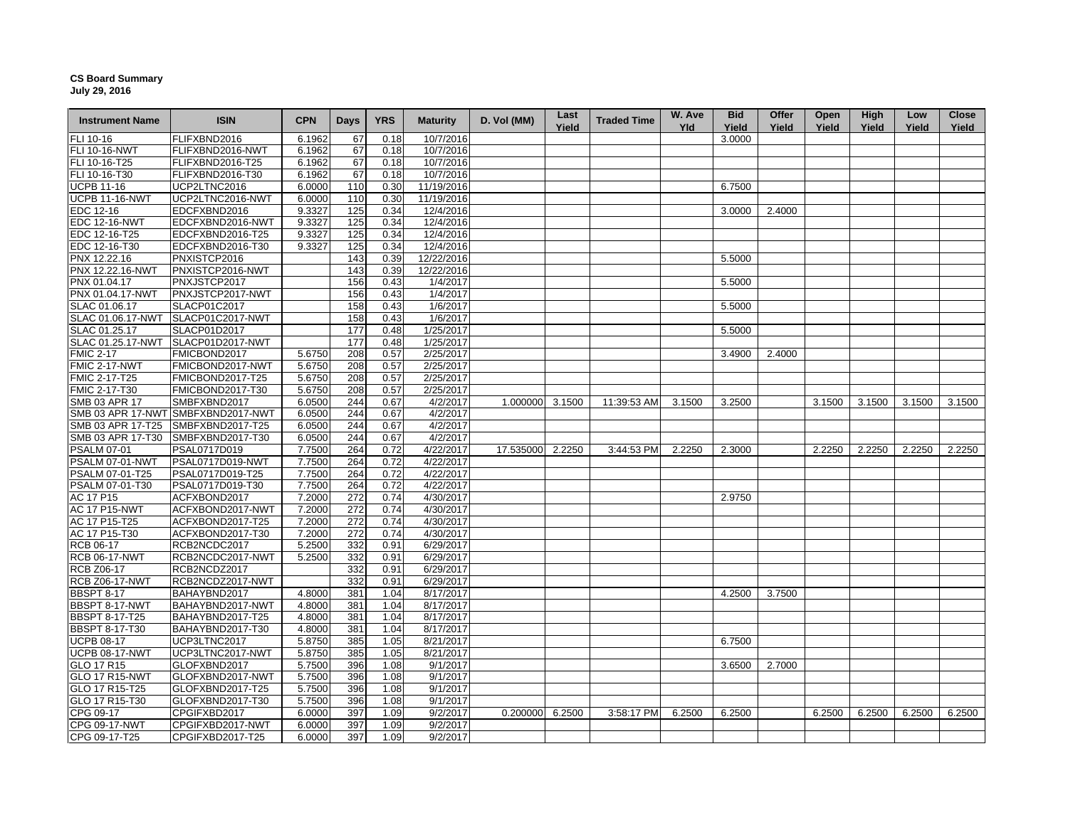**CS Board Summary**
**July 29, 2016**

| Instrument Name | ISIN | CPN | Days | YRS | Maturity | D. Vol (MM) | Last Yield | Traded Time | W. Ave Yld | Bid Yield | Offer Yield | Open Yield | High Yield | Low Yield | Close Yield |
|---|---|---|---|---|---|---|---|---|---|---|---|---|---|---|---|
| FLI 10-16 | FLIFXBND2016 | 6.1962 | 67 | 0.18 | 10/7/2016 | | | | | 3.0000 | | | | | |
| FLI 10-16-NWT | FLIFXBND2016-NWT | 6.1962 | 67 | 0.18 | 10/7/2016 | | | | | | | | | | |
| FLI 10-16-T25 | FLIFXBND2016-T25 | 6.1962 | 67 | 0.18 | 10/7/2016 | | | | | | | | | | |
| FLI 10-16-T30 | FLIFXBND2016-T30 | 6.1962 | 67 | 0.18 | 10/7/2016 | | | | | | | | | | |
| UCPB 11-16 | UCP2LTNC2016 | 6.0000 | 110 | 0.30 | 11/19/2016 | | | | | 6.7500 | | | | | |
| UCPB 11-16-NWT | UCP2LTNC2016-NWT | 6.0000 | 110 | 0.30 | 11/19/2016 | | | | | | | | | | |
| EDC 12-16 | EDCFXBND2016 | 9.3327 | 125 | 0.34 | 12/4/2016 | | | | | 3.0000 | 2.4000 | | | | |
| EDC 12-16-NWT | EDCFXBND2016-NWT | 9.3327 | 125 | 0.34 | 12/4/2016 | | | | | | | | | | |
| EDC 12-16-T25 | EDCFXBND2016-T25 | 9.3327 | 125 | 0.34 | 12/4/2016 | | | | | | | | | | |
| EDC 12-16-T30 | EDCFXBND2016-T30 | 9.3327 | 125 | 0.34 | 12/4/2016 | | | | | | | | | | |
| PNX 12.22.16 | PNXISTCP2016 | | 143 | 0.39 | 12/22/2016 | | | | | 5.5000 | | | | | |
| PNX 12.22.16-NWT | PNXISTCP2016-NWT | | 143 | 0.39 | 12/22/2016 | | | | | | | | | | |
| PNX 01.04.17 | PNXJSTCP2017 | | 156 | 0.43 | 1/4/2017 | | | | | 5.5000 | | | | | |
| PNX 01.04.17-NWT | PNXJSTCP2017-NWT | | 156 | 0.43 | 1/4/2017 | | | | | | | | | | |
| SLAC 01.06.17 | SLACP01C2017 | | 158 | 0.43 | 1/6/2017 | | | | | 5.5000 | | | | | |
| SLAC 01.06.17-NWT | SLACP01C2017-NWT | | 158 | 0.43 | 1/6/2017 | | | | | | | | | | |
| SLAC 01.25.17 | SLACP01D2017 | | 177 | 0.48 | 1/25/2017 | | | | | 5.5000 | | | | | |
| SLAC 01.25.17-NWT | SLACP01D2017-NWT | | 177 | 0.48 | 1/25/2017 | | | | | | | | | | |
| FMIC 2-17 | FMICBOND2017 | 5.6750 | 208 | 0.57 | 2/25/2017 | | | | | 3.4900 | 2.4000 | | | | |
| FMIC 2-17-NWT | FMICBOND2017-NWT | 5.6750 | 208 | 0.57 | 2/25/2017 | | | | | | | | | | |
| FMIC 2-17-T25 | FMICBOND2017-T25 | 5.6750 | 208 | 0.57 | 2/25/2017 | | | | | | | | | | |
| FMIC 2-17-T30 | FMICBOND2017-T30 | 5.6750 | 208 | 0.57 | 2/25/2017 | | | | | | | | | | |
| SMB 03 APR 17 | SMBFXBND2017 | 6.0500 | 244 | 0.67 | 4/2/2017 | 1.000000 | 3.1500 | 11:39:53 AM | 3.1500 | 3.2500 | | 3.1500 | 3.1500 | 3.1500 | 3.1500 |
| SMB 03 APR 17-NWT | SMBFXBND2017-NWT | 6.0500 | 244 | 0.67 | 4/2/2017 | | | | | | | | | | |
| SMB 03 APR 17-T25 | SMBFXBND2017-T25 | 6.0500 | 244 | 0.67 | 4/2/2017 | | | | | | | | | | |
| SMB 03 APR 17-T30 | SMBFXBND2017-T30 | 6.0500 | 244 | 0.67 | 4/2/2017 | | | | | | | | | | |
| PSALM 07-01 | PSAL0717D019 | 7.7500 | 264 | 0.72 | 4/22/2017 | 17.535000 | 2.2250 | 3:44:53 PM | 2.2250 | 2.3000 | | 2.2250 | 2.2250 | 2.2250 | 2.2250 |
| PSALM 07-01-NWT | PSAL0717D019-NWT | 7.7500 | 264 | 0.72 | 4/22/2017 | | | | | | | | | | |
| PSALM 07-01-T25 | PSAL0717D019-T25 | 7.7500 | 264 | 0.72 | 4/22/2017 | | | | | | | | | | |
| PSALM 07-01-T30 | PSAL0717D019-T30 | 7.7500 | 264 | 0.72 | 4/22/2017 | | | | | | | | | | |
| AC 17 P15 | ACFXBOND2017 | 7.2000 | 272 | 0.74 | 4/30/2017 | | | | | 2.9750 | | | | | |
| AC 17 P15-NWT | ACFXBOND2017-NWT | 7.2000 | 272 | 0.74 | 4/30/2017 | | | | | | | | | | |
| AC 17 P15-T25 | ACFXBOND2017-T25 | 7.2000 | 272 | 0.74 | 4/30/2017 | | | | | | | | | | |
| AC 17 P15-T30 | ACFXBOND2017-T30 | 7.2000 | 272 | 0.74 | 4/30/2017 | | | | | | | | | | |
| RCB 06-17 | RCB2NCDC2017 | 5.2500 | 332 | 0.91 | 6/29/2017 | | | | | | | | | | |
| RCB 06-17-NWT | RCB2NCDC2017-NWT | 5.2500 | 332 | 0.91 | 6/29/2017 | | | | | | | | | | |
| RCB Z06-17 | RCB2NCDZ2017 | | 332 | 0.91 | 6/29/2017 | | | | | | | | | | |
| RCB Z06-17-NWT | RCB2NCDZ2017-NWT | | 332 | 0.91 | 6/29/2017 | | | | | | | | | | |
| BBSPT 8-17 | BAHAYBND2017 | 4.8000 | 381 | 1.04 | 8/17/2017 | | | | | 4.2500 | 3.7500 | | | | |
| BBSPT 8-17-NWT | BAHAYBND2017-NWT | 4.8000 | 381 | 1.04 | 8/17/2017 | | | | | | | | | | |
| BBSPT 8-17-T25 | BAHAYBND2017-T25 | 4.8000 | 381 | 1.04 | 8/17/2017 | | | | | | | | | | |
| BBSPT 8-17-T30 | BAHAYBND2017-T30 | 4.8000 | 381 | 1.04 | 8/17/2017 | | | | | | | | | | |
| UCPB 08-17 | UCP3LTNC2017 | 5.8750 | 385 | 1.05 | 8/21/2017 | | | | | 6.7500 | | | | | |
| UCPB 08-17-NWT | UCP3LTNC2017-NWT | 5.8750 | 385 | 1.05 | 8/21/2017 | | | | | | | | | | |
| GLO 17 R15 | GLOFXBND2017 | 5.7500 | 396 | 1.08 | 9/1/2017 | | | | | 3.6500 | 2.7000 | | | | |
| GLO 17 R15-NWT | GLOFXBND2017-NWT | 5.7500 | 396 | 1.08 | 9/1/2017 | | | | | | | | | | |
| GLO 17 R15-T25 | GLOFXBND2017-T25 | 5.7500 | 396 | 1.08 | 9/1/2017 | | | | | | | | | | |
| GLO 17 R15-T30 | GLOFXBND2017-T30 | 5.7500 | 396 | 1.08 | 9/1/2017 | | | | | | | | | | |
| CPG 09-17 | CPGIFXBD2017 | 6.0000 | 397 | 1.09 | 9/2/2017 | 0.200000 | 6.2500 | 3:58:17 PM | 6.2500 | 6.2500 | | 6.2500 | 6.2500 | 6.2500 | 6.2500 |
| CPG 09-17-NWT | CPGIFXBD2017-NWT | 6.0000 | 397 | 1.09 | 9/2/2017 | | | | | | | | | | |
| CPG 09-17-T25 | CPGIFXBD2017-T25 | 6.0000 | 397 | 1.09 | 9/2/2017 | | | | | | | | | | |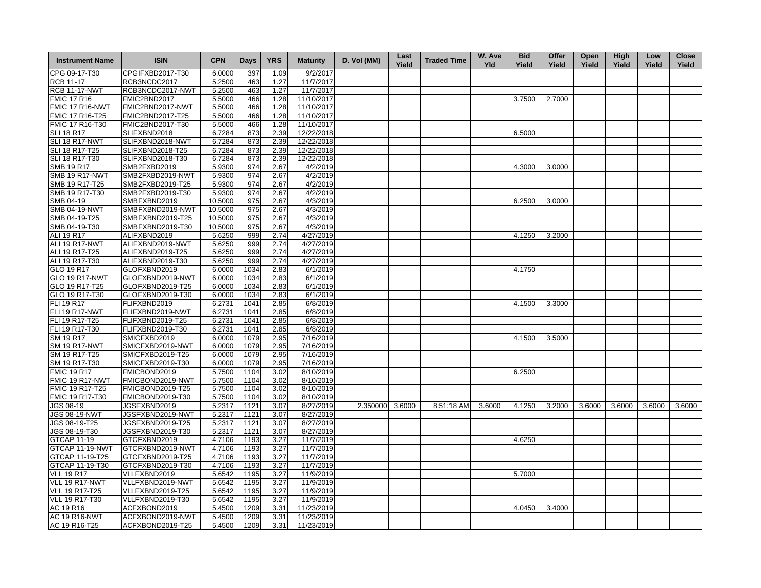| Instrument Name | ISIN | CPN | Days | YRS | Maturity | D. Vol (MM) | Last Yield | Traded Time | W. Ave Yld | Bid Yield | Offer Yield | Open Yield | High Yield | Low Yield | Close Yield |
|---|---|---|---|---|---|---|---|---|---|---|---|---|---|---|---|
| CPG 09-17-T30 | CPGIFXBD2017-T30 | 6.0000 | 397 | 1.09 | 9/2/2017 | | | | | | | | | | |
| RCB 11-17 | RCB3NCDC2017 | 5.2500 | 463 | 1.27 | 11/7/2017 | | | | | | | | | | |
| RCB 11-17-NWT | RCB3NCDC2017-NWT | 5.2500 | 463 | 1.27 | 11/7/2017 | | | | | | | | | | |
| FMIC 17 R16 | FMIC2BND2017 | 5.5000 | 466 | 1.28 | 11/10/2017 | | | | | 3.7500 | 2.7000 | | | | |
| FMIC 17 R16-NWT | FMIC2BND2017-NWT | 5.5000 | 466 | 1.28 | 11/10/2017 | | | | | | | | | | |
| FMIC 17 R16-T25 | FMIC2BND2017-T25 | 5.5000 | 466 | 1.28 | 11/10/2017 | | | | | | | | | | |
| FMIC 17 R16-T30 | FMIC2BND2017-T30 | 5.5000 | 466 | 1.28 | 11/10/2017 | | | | | | | | | | |
| SLI 18 R17 | SLIFXBND2018 | 6.7284 | 873 | 2.39 | 12/22/2018 | | | | | 6.5000 | | | | | |
| SLI 18 R17-NWT | SLIFXBND2018-NWT | 6.7284 | 873 | 2.39 | 12/22/2018 | | | | | | | | | | |
| SLI 18 R17-T25 | SLIFXBND2018-T25 | 6.7284 | 873 | 2.39 | 12/22/2018 | | | | | | | | | | |
| SLI 18 R17-T30 | SLIFXBND2018-T30 | 6.7284 | 873 | 2.39 | 12/22/2018 | | | | | | | | | | |
| SMB 19 R17 | SMB2FXBD2019 | 5.9300 | 974 | 2.67 | 4/2/2019 | | | | | 4.3000 | 3.0000 | | | | |
| SMB 19 R17-NWT | SMB2FXBD2019-NWT | 5.9300 | 974 | 2.67 | 4/2/2019 | | | | | | | | | | |
| SMB 19 R17-T25 | SMB2FXBD2019-T25 | 5.9300 | 974 | 2.67 | 4/2/2019 | | | | | | | | | | |
| SMB 19 R17-T30 | SMB2FXBD2019-T30 | 5.9300 | 974 | 2.67 | 4/2/2019 | | | | | | | | | | |
| SMB 04-19 | SMBFXBND2019 | 10.5000 | 975 | 2.67 | 4/3/2019 | | | | | 6.2500 | 3.0000 | | | | |
| SMB 04-19-NWT | SMBFXBND2019-NWT | 10.5000 | 975 | 2.67 | 4/3/2019 | | | | | | | | | | |
| SMB 04-19-T25 | SMBFXBND2019-T25 | 10.5000 | 975 | 2.67 | 4/3/2019 | | | | | | | | | | |
| SMB 04-19-T30 | SMBFXBND2019-T30 | 10.5000 | 975 | 2.67 | 4/3/2019 | | | | | | | | | | |
| ALI 19 R17 | ALIFXBND2019 | 5.6250 | 999 | 2.74 | 4/27/2019 | | | | | 4.1250 | 3.2000 | | | | |
| ALI 19 R17-NWT | ALIFXBND2019-NWT | 5.6250 | 999 | 2.74 | 4/27/2019 | | | | | | | | | | |
| ALI 19 R17-T25 | ALIFXBND2019-T25 | 5.6250 | 999 | 2.74 | 4/27/2019 | | | | | | | | | | |
| ALI 19 R17-T30 | ALIFXBND2019-T30 | 5.6250 | 999 | 2.74 | 4/27/2019 | | | | | | | | | | |
| GLO 19 R17 | GLOFXBND2019 | 6.0000 | 1034 | 2.83 | 6/1/2019 | | | | | 4.1750 | | | | | |
| GLO 19 R17-NWT | GLOFXBND2019-NWT | 6.0000 | 1034 | 2.83 | 6/1/2019 | | | | | | | | | | |
| GLO 19 R17-T25 | GLOFXBND2019-T25 | 6.0000 | 1034 | 2.83 | 6/1/2019 | | | | | | | | | | |
| GLO 19 R17-T30 | GLOFXBND2019-T30 | 6.0000 | 1034 | 2.83 | 6/1/2019 | | | | | | | | | | |
| FLI 19 R17 | FLIFXBND2019 | 6.2731 | 1041 | 2.85 | 6/8/2019 | | | | | 4.1500 | 3.3000 | | | | |
| FLI 19 R17-NWT | FLIFXBND2019-NWT | 6.2731 | 1041 | 2.85 | 6/8/2019 | | | | | | | | | | |
| FLI 19 R17-T25 | FLIFXBND2019-T25 | 6.2731 | 1041 | 2.85 | 6/8/2019 | | | | | | | | | | |
| FLI 19 R17-T30 | FLIFXBND2019-T30 | 6.2731 | 1041 | 2.85 | 6/8/2019 | | | | | | | | | | |
| SM 19 R17 | SMICFXBD2019 | 6.0000 | 1079 | 2.95 | 7/16/2019 | | | | | 4.1500 | 3.5000 | | | | |
| SM 19 R17-NWT | SMICFXBD2019-NWT | 6.0000 | 1079 | 2.95 | 7/16/2019 | | | | | | | | | | |
| SM 19 R17-T25 | SMICFXBD2019-T25 | 6.0000 | 1079 | 2.95 | 7/16/2019 | | | | | | | | | | |
| SM 19 R17-T30 | SMICFXBD2019-T30 | 6.0000 | 1079 | 2.95 | 7/16/2019 | | | | | | | | | | |
| FMIC 19 R17 | FMICBOND2019 | 5.7500 | 1104 | 3.02 | 8/10/2019 | | | | | 6.2500 | | | | | |
| FMIC 19 R17-NWT | FMICBOND2019-NWT | 5.7500 | 1104 | 3.02 | 8/10/2019 | | | | | | | | | | |
| FMIC 19 R17-T25 | FMICBOND2019-T25 | 5.7500 | 1104 | 3.02 | 8/10/2019 | | | | | | | | | | |
| FMIC 19 R17-T30 | FMICBOND2019-T30 | 5.7500 | 1104 | 3.02 | 8/10/2019 | | | | | | | | | | |
| JGS 08-19 | JGSFXBND2019 | 5.2317 | 1121 | 3.07 | 8/27/2019 | 2.350000 | 3.6000 | 8:51:18 AM | 3.6000 | 4.1250 | 3.2000 | 3.6000 | 3.6000 | 3.6000 | 3.6000 |
| JGS 08-19-NWT | JGSFXBND2019-NWT | 5.2317 | 1121 | 3.07 | 8/27/2019 | | | | | | | | | | |
| JGS 08-19-T25 | JGSFXBND2019-T25 | 5.2317 | 1121 | 3.07 | 8/27/2019 | | | | | | | | | | |
| JGS 08-19-T30 | JGSFXBND2019-T30 | 5.2317 | 1121 | 3.07 | 8/27/2019 | | | | | | | | | | |
| GTCAP 11-19 | GTCFXBND2019 | 4.7106 | 1193 | 3.27 | 11/7/2019 | | | | | 4.6250 | | | | | |
| GTCAP 11-19-NWT | GTCFXBND2019-NWT | 4.7106 | 1193 | 3.27 | 11/7/2019 | | | | | | | | | | |
| GTCAP 11-19-T25 | GTCFXBND2019-T25 | 4.7106 | 1193 | 3.27 | 11/7/2019 | | | | | | | | | | |
| GTCAP 11-19-T30 | GTCFXBND2019-T30 | 4.7106 | 1193 | 3.27 | 11/7/2019 | | | | | | | | | | |
| VLL 19 R17 | VLLFXBND2019 | 5.6542 | 1195 | 3.27 | 11/9/2019 | | | | | 5.7000 | | | | | |
| VLL 19 R17-NWT | VLLFXBND2019-NWT | 5.6542 | 1195 | 3.27 | 11/9/2019 | | | | | | | | | | |
| VLL 19 R17-T25 | VLLFXBND2019-T25 | 5.6542 | 1195 | 3.27 | 11/9/2019 | | | | | | | | | | |
| VLL 19 R17-T30 | VLLFXBND2019-T30 | 5.6542 | 1195 | 3.27 | 11/9/2019 | | | | | | | | | | |
| AC 19 R16 | ACFXBOND2019 | 5.4500 | 1209 | 3.31 | 11/23/2019 | | | | | 4.0450 | 3.4000 | | | | |
| AC 19 R16-NWT | ACFXBOND2019-NWT | 5.4500 | 1209 | 3.31 | 11/23/2019 | | | | | | | | | | |
| AC 19 R16-T25 | ACFXBOND2019-T25 | 5.4500 | 1209 | 3.31 | 11/23/2019 | | | | | | | | | | |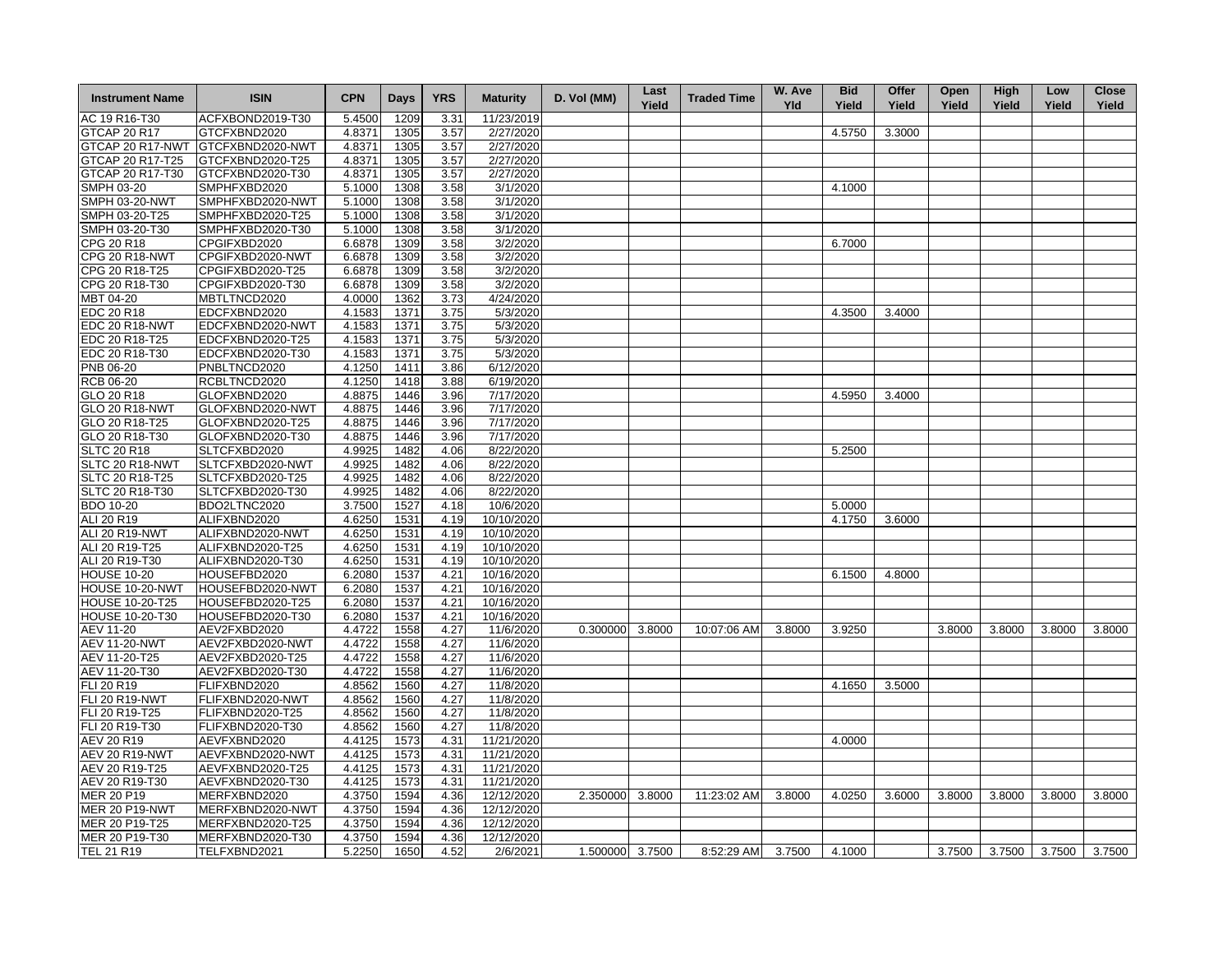| Instrument Name | ISIN | CPN | Days | YRS | Maturity | D. Vol (MM) | Last Yield | Traded Time | W. Ave Yld | Bid Yield | Offer Yield | Open Yield | High Yield | Low Yield | Close Yield |
|---|---|---|---|---|---|---|---|---|---|---|---|---|---|---|---|
| AC 19 R16-T30 | ACFXBOND2019-T30 | 5.4500 | 1209 | 3.31 | 11/23/2019 | | | | | | | | | | |
| GTCAP 20 R17 | GTCFXBND2020 | 4.8371 | 1305 | 3.57 | 2/27/2020 | | | | | 4.5750 | 3.3000 | | | | |
| GTCAP 20 R17-NWT | GTCFXBND2020-NWT | 4.8371 | 1305 | 3.57 | 2/27/2020 | | | | | | | | | | |
| GTCAP 20 R17-T25 | GTCFXBND2020-T25 | 4.8371 | 1305 | 3.57 | 2/27/2020 | | | | | | | | | | |
| GTCAP 20 R17-T30 | GTCFXBND2020-T30 | 4.8371 | 1305 | 3.57 | 2/27/2020 | | | | | | | | | | |
| SMPH 03-20 | SMPHFXBD2020 | 5.1000 | 1308 | 3.58 | 3/1/2020 | | | | | 4.1000 | | | | | |
| SMPH 03-20-NWT | SMPHFXBD2020-NWT | 5.1000 | 1308 | 3.58 | 3/1/2020 | | | | | | | | | | |
| SMPH 03-20-T25 | SMPHFXBD2020-T25 | 5.1000 | 1308 | 3.58 | 3/1/2020 | | | | | | | | | | |
| SMPH 03-20-T30 | SMPHFXBD2020-T30 | 5.1000 | 1308 | 3.58 | 3/1/2020 | | | | | | | | | | |
| CPG 20 R18 | CPGIFXBD2020 | 6.6878 | 1309 | 3.58 | 3/2/2020 | | | | | 6.7000 | | | | | |
| CPG 20 R18-NWT | CPGIFXBD2020-NWT | 6.6878 | 1309 | 3.58 | 3/2/2020 | | | | | | | | | | |
| CPG 20 R18-T25 | CPGIFXBD2020-T25 | 6.6878 | 1309 | 3.58 | 3/2/2020 | | | | | | | | | | |
| CPG 20 R18-T30 | CPGIFXBD2020-T30 | 6.6878 | 1309 | 3.58 | 3/2/2020 | | | | | | | | | | |
| MBT 04-20 | MBTLTNCD2020 | 4.0000 | 1362 | 3.73 | 4/24/2020 | | | | | | | | | | |
| EDC 20 R18 | EDCFXBND2020 | 4.1583 | 1371 | 3.75 | 5/3/2020 | | | | | 4.3500 | 3.4000 | | | | |
| EDC 20 R18-NWT | EDCFXBND2020-NWT | 4.1583 | 1371 | 3.75 | 5/3/2020 | | | | | | | | | | |
| EDC 20 R18-T25 | EDCFXBND2020-T25 | 4.1583 | 1371 | 3.75 | 5/3/2020 | | | | | | | | | | |
| EDC 20 R18-T30 | EDCFXBND2020-T30 | 4.1583 | 1371 | 3.75 | 5/3/2020 | | | | | | | | | | |
| PNB 06-20 | PNBLTNCD2020 | 4.1250 | 1411 | 3.86 | 6/12/2020 | | | | | | | | | | |
| RCB 06-20 | RCBLTNCD2020 | 4.1250 | 1418 | 3.88 | 6/19/2020 | | | | | | | | | | |
| GLO 20 R18 | GLOFXBND2020 | 4.8875 | 1446 | 3.96 | 7/17/2020 | | | | | 4.5950 | 3.4000 | | | | |
| GLO 20 R18-NWT | GLOFXBND2020-NWT | 4.8875 | 1446 | 3.96 | 7/17/2020 | | | | | | | | | | |
| GLO 20 R18-T25 | GLOFXBND2020-T25 | 4.8875 | 1446 | 3.96 | 7/17/2020 | | | | | | | | | | |
| GLO 20 R18-T30 | GLOFXBND2020-T30 | 4.8875 | 1446 | 3.96 | 7/17/2020 | | | | | | | | | | |
| SLTC 20 R18 | SLTCFXBD2020 | 4.9925 | 1482 | 4.06 | 8/22/2020 | | | | | 5.2500 | | | | | |
| SLTC 20 R18-NWT | SLTCFXBD2020-NWT | 4.9925 | 1482 | 4.06 | 8/22/2020 | | | | | | | | | | |
| SLTC 20 R18-T25 | SLTCFXBD2020-T25 | 4.9925 | 1482 | 4.06 | 8/22/2020 | | | | | | | | | | |
| SLTC 20 R18-T30 | SLTCFXBD2020-T30 | 4.9925 | 1482 | 4.06 | 8/22/2020 | | | | | | | | | | |
| BDO 10-20 | BDO2LTNC2020 | 3.7500 | 1527 | 4.18 | 10/6/2020 | | | | | 5.0000 | | | | | |
| ALI 20 R19 | ALIFXBND2020 | 4.6250 | 1531 | 4.19 | 10/10/2020 | | | | | 4.1750 | 3.6000 | | | | |
| ALI 20 R19-NWT | ALIFXBND2020-NWT | 4.6250 | 1531 | 4.19 | 10/10/2020 | | | | | | | | | | |
| ALI 20 R19-T25 | ALIFXBND2020-T25 | 4.6250 | 1531 | 4.19 | 10/10/2020 | | | | | | | | | | |
| ALI 20 R19-T30 | ALIFXBND2020-T30 | 4.6250 | 1531 | 4.19 | 10/10/2020 | | | | | | | | | | |
| HOUSE 10-20 | HOUSEFBD2020 | 6.2080 | 1537 | 4.21 | 10/16/2020 | | | | | 6.1500 | 4.8000 | | | | |
| HOUSE 10-20-NWT | HOUSEFBD2020-NWT | 6.2080 | 1537 | 4.21 | 10/16/2020 | | | | | | | | | | |
| HOUSE 10-20-T25 | HOUSEFBD2020-T25 | 6.2080 | 1537 | 4.21 | 10/16/2020 | | | | | | | | | | |
| HOUSE 10-20-T30 | HOUSEFBD2020-T30 | 6.2080 | 1537 | 4.21 | 10/16/2020 | | | | | | | | | | |
| AEV 11-20 | AEV2FXBD2020 | 4.4722 | 1558 | 4.27 | 11/6/2020 | 0.300000 | 3.8000 | 10:07:06 AM | 3.8000 | 3.9250 | | 3.8000 | 3.8000 | 3.8000 | 3.8000 |
| AEV 11-20-NWT | AEV2FXBD2020-NWT | 4.4722 | 1558 | 4.27 | 11/6/2020 | | | | | | | | | | |
| AEV 11-20-T25 | AEV2FXBD2020-T25 | 4.4722 | 1558 | 4.27 | 11/6/2020 | | | | | | | | | | |
| AEV 11-20-T30 | AEV2FXBD2020-T30 | 4.4722 | 1558 | 4.27 | 11/6/2020 | | | | | | | | | | |
| FLI 20 R19 | FLIFXBND2020 | 4.8562 | 1560 | 4.27 | 11/8/2020 | | | | | 4.1650 | 3.5000 | | | | |
| FLI 20 R19-NWT | FLIFXBND2020-NWT | 4.8562 | 1560 | 4.27 | 11/8/2020 | | | | | | | | | | |
| FLI 20 R19-T25 | FLIFXBND2020-T25 | 4.8562 | 1560 | 4.27 | 11/8/2020 | | | | | | | | | | |
| FLI 20 R19-T30 | FLIFXBND2020-T30 | 4.8562 | 1560 | 4.27 | 11/8/2020 | | | | | | | | | | |
| AEV 20 R19 | AEVFXBND2020 | 4.4125 | 1573 | 4.31 | 11/21/2020 | | | | | 4.0000 | | | | | |
| AEV 20 R19-NWT | AEVFXBND2020-NWT | 4.4125 | 1573 | 4.31 | 11/21/2020 | | | | | | | | | | |
| AEV 20 R19-T25 | AEVFXBND2020-T25 | 4.4125 | 1573 | 4.31 | 11/21/2020 | | | | | | | | | | |
| AEV 20 R19-T30 | AEVFXBND2020-T30 | 4.4125 | 1573 | 4.31 | 11/21/2020 | | | | | | | | | | |
| MER 20 P19 | MERFXBND2020 | 4.3750 | 1594 | 4.36 | 12/12/2020 | 2.350000 | 3.8000 | 11:23:02 AM | 3.8000 | 4.0250 | 3.6000 | 3.8000 | 3.8000 | 3.8000 | 3.8000 |
| MER 20 P19-NWT | MERFXBND2020-NWT | 4.3750 | 1594 | 4.36 | 12/12/2020 | | | | | | | | | | |
| MER 20 P19-T25 | MERFXBND2020-T25 | 4.3750 | 1594 | 4.36 | 12/12/2020 | | | | | | | | | | |
| MER 20 P19-T30 | MERFXBND2020-T30 | 4.3750 | 1594 | 4.36 | 12/12/2020 | | | | | | | | | | |
| TEL 21 R19 | TELFXBND2021 | 5.2250 | 1650 | 4.52 | 2/6/2021 | 1.500000 | 3.7500 | 8:52:29 AM | 3.7500 | 4.1000 | | 3.7500 | 3.7500 | 3.7500 | 3.7500 |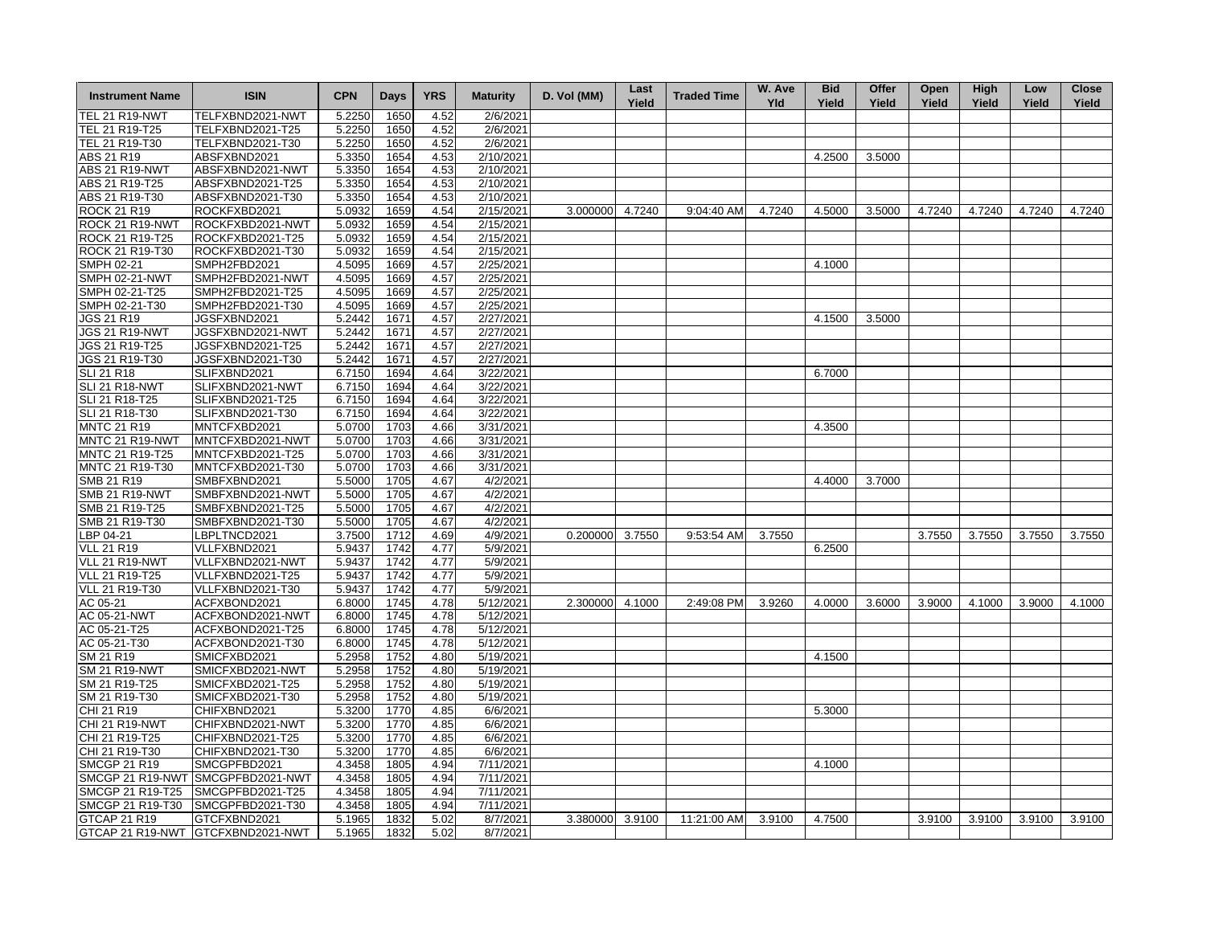| Instrument Name | ISIN | CPN | Days | YRS | Maturity | D. Vol (MM) | Last Yield | Traded Time | W. Ave Yld | Bid Yield | Offer Yield | Open Yield | High Yield | Low Yield | Close Yield |
|---|---|---|---|---|---|---|---|---|---|---|---|---|---|---|---|
| TEL 21 R19-NWT | TELFXBND2021-NWT | 5.2250 | 1650 | 4.52 | 2/6/2021 | | | | | | | | | | |
| TEL 21 R19-T25 | TELFXBND2021-T25 | 5.2250 | 1650 | 4.52 | 2/6/2021 | | | | | | | | | | |
| TEL 21 R19-T30 | TELFXBND2021-T30 | 5.2250 | 1650 | 4.52 | 2/6/2021 | | | | | | | | | | |
| ABS 21 R19 | ABSFXBND2021 | 5.3350 | 1654 | 4.53 | 2/10/2021 | | | | | 4.2500 | 3.5000 | | | | |
| ABS 21 R19-NWT | ABSFXBND2021-NWT | 5.3350 | 1654 | 4.53 | 2/10/2021 | | | | | | | | | | |
| ABS 21 R19-T25 | ABSFXBND2021-T25 | 5.3350 | 1654 | 4.53 | 2/10/2021 | | | | | | | | | | |
| ABS 21 R19-T30 | ABSFXBND2021-T30 | 5.3350 | 1654 | 4.53 | 2/10/2021 | | | | | | | | | | |
| ROCK 21 R19 | ROCKFXBD2021 | 5.0932 | 1659 | 4.54 | 2/15/2021 | 3.000000 | 4.7240 | 9:04:40 AM | 4.7240 | 4.5000 | 3.5000 | 4.7240 | 4.7240 | 4.7240 | 4.7240 |
| ROCK 21 R19-NWT | ROCKFXBD2021-NWT | 5.0932 | 1659 | 4.54 | 2/15/2021 | | | | | | | | | | |
| ROCK 21 R19-T25 | ROCKFXBD2021-T25 | 5.0932 | 1659 | 4.54 | 2/15/2021 | | | | | | | | | | |
| ROCK 21 R19-T30 | ROCKFXBD2021-T30 | 5.0932 | 1659 | 4.54 | 2/15/2021 | | | | | | | | | | |
| SMPH 02-21 | SMPH2FBD2021 | 4.5095 | 1669 | 4.57 | 2/25/2021 | | | | | 4.1000 | | | | | |
| SMPH 02-21-NWT | SMPH2FBD2021-NWT | 4.5095 | 1669 | 4.57 | 2/25/2021 | | | | | | | | | | |
| SMPH 02-21-T25 | SMPH2FBD2021-T25 | 4.5095 | 1669 | 4.57 | 2/25/2021 | | | | | | | | | | |
| SMPH 02-21-T30 | SMPH2FBD2021-T30 | 4.5095 | 1669 | 4.57 | 2/25/2021 | | | | | | | | | | |
| JGS 21 R19 | JGSFXBND2021 | 5.2442 | 1671 | 4.57 | 2/27/2021 | | | | | 4.1500 | 3.5000 | | | | |
| JGS 21 R19-NWT | JGSFXBND2021-NWT | 5.2442 | 1671 | 4.57 | 2/27/2021 | | | | | | | | | | |
| JGS 21 R19-T25 | JGSFXBND2021-T25 | 5.2442 | 1671 | 4.57 | 2/27/2021 | | | | | | | | | | |
| JGS 21 R19-T30 | JGSFXBND2021-T30 | 5.2442 | 1671 | 4.57 | 2/27/2021 | | | | | | | | | | |
| SLI 21 R18 | SLIFXBND2021 | 6.7150 | 1694 | 4.64 | 3/22/2021 | | | | | 6.7000 | | | | | |
| SLI 21 R18-NWT | SLIFXBND2021-NWT | 6.7150 | 1694 | 4.64 | 3/22/2021 | | | | | | | | | | |
| SLI 21 R18-T25 | SLIFXBND2021-T25 | 6.7150 | 1694 | 4.64 | 3/22/2021 | | | | | | | | | | |
| SLI 21 R18-T30 | SLIFXBND2021-T30 | 6.7150 | 1694 | 4.64 | 3/22/2021 | | | | | | | | | | |
| MNTC 21 R19 | MNTCFXBD2021 | 5.0700 | 1703 | 4.66 | 3/31/2021 | | | | | 4.3500 | | | | | |
| MNTC 21 R19-NWT | MNTCFXBD2021-NWT | 5.0700 | 1703 | 4.66 | 3/31/2021 | | | | | | | | | | |
| MNTC 21 R19-T25 | MNTCFXBD2021-T25 | 5.0700 | 1703 | 4.66 | 3/31/2021 | | | | | | | | | | |
| MNTC 21 R19-T30 | MNTCFXBD2021-T30 | 5.0700 | 1703 | 4.66 | 3/31/2021 | | | | | | | | | | |
| SMB 21 R19 | SMBFXBND2021 | 5.5000 | 1705 | 4.67 | 4/2/2021 | | | | | 4.4000 | 3.7000 | | | | |
| SMB 21 R19-NWT | SMBFXBND2021-NWT | 5.5000 | 1705 | 4.67 | 4/2/2021 | | | | | | | | | | |
| SMB 21 R19-T25 | SMBFXBND2021-T25 | 5.5000 | 1705 | 4.67 | 4/2/2021 | | | | | | | | | | |
| SMB 21 R19-T30 | SMBFXBND2021-T30 | 5.5000 | 1705 | 4.67 | 4/2/2021 | | | | | | | | | | |
| LBP 04-21 | LBPLTNCD2021 | 3.7500 | 1712 | 4.69 | 4/9/2021 | 0.200000 | 3.7550 | 9:53:54 AM | 3.7550 | | | 3.7550 | 3.7550 | 3.7550 | 3.7550 |
| VLL 21 R19 | VLLFXBND2021 | 5.9437 | 1742 | 4.77 | 5/9/2021 | | | | | 6.2500 | | | | | |
| VLL 21 R19-NWT | VLLFXBND2021-NWT | 5.9437 | 1742 | 4.77 | 5/9/2021 | | | | | | | | | | |
| VLL 21 R19-T25 | VLLFXBND2021-T25 | 5.9437 | 1742 | 4.77 | 5/9/2021 | | | | | | | | | | |
| VLL 21 R19-T30 | VLLFXBND2021-T30 | 5.9437 | 1742 | 4.77 | 5/9/2021 | | | | | | | | | | |
| AC 05-21 | ACFXBOND2021 | 6.8000 | 1745 | 4.78 | 5/12/2021 | 2.300000 | 4.1000 | 2:49:08 PM | 3.9260 | 4.0000 | 3.6000 | 3.9000 | 4.1000 | 3.9000 | 4.1000 |
| AC 05-21-NWT | ACFXBOND2021-NWT | 6.8000 | 1745 | 4.78 | 5/12/2021 | | | | | | | | | | |
| AC 05-21-T25 | ACFXBOND2021-T25 | 6.8000 | 1745 | 4.78 | 5/12/2021 | | | | | | | | | | |
| AC 05-21-T30 | ACFXBOND2021-T30 | 6.8000 | 1745 | 4.78 | 5/12/2021 | | | | | | | | | | |
| SM 21 R19 | SMICFXBD2021 | 5.2958 | 1752 | 4.80 | 5/19/2021 | | | | | 4.1500 | | | | | |
| SM 21 R19-NWT | SMICFXBD2021-NWT | 5.2958 | 1752 | 4.80 | 5/19/2021 | | | | | | | | | | |
| SM 21 R19-T25 | SMICFXBD2021-T25 | 5.2958 | 1752 | 4.80 | 5/19/2021 | | | | | | | | | | |
| SM 21 R19-T30 | SMICFXBD2021-T30 | 5.2958 | 1752 | 4.80 | 5/19/2021 | | | | | | | | | | |
| CHI 21 R19 | CHIFXBND2021 | 5.3200 | 1770 | 4.85 | 6/6/2021 | | | | | 5.3000 | | | | | |
| CHI 21 R19-NWT | CHIFXBND2021-NWT | 5.3200 | 1770 | 4.85 | 6/6/2021 | | | | | | | | | | |
| CHI 21 R19-T25 | CHIFXBND2021-T25 | 5.3200 | 1770 | 4.85 | 6/6/2021 | | | | | | | | | | |
| CHI 21 R19-T30 | CHIFXBND2021-T30 | 5.3200 | 1770 | 4.85 | 6/6/2021 | | | | | | | | | | |
| SMCGP 21 R19 | SMCGPFBD2021 | 4.3458 | 1805 | 4.94 | 7/11/2021 | | | | | 4.1000 | | | | | |
| SMCGP 21 R19-NWT | SMCGPFBD2021-NWT | 4.3458 | 1805 | 4.94 | 7/11/2021 | | | | | | | | | | |
| SMCGP 21 R19-T25 | SMCGPFBD2021-T25 | 4.3458 | 1805 | 4.94 | 7/11/2021 | | | | | | | | | | |
| SMCGP 21 R19-T30 | SMCGPFBD2021-T30 | 4.3458 | 1805 | 4.94 | 7/11/2021 | | | | | | | | | | |
| GTCAP 21 R19 | GTCFXBND2021 | 5.1965 | 1832 | 5.02 | 8/7/2021 | 3.380000 | 3.9100 | 11:21:00 AM | 3.9100 | 4.7500 | | 3.9100 | 3.9100 | 3.9100 | 3.9100 |
| GTCAP 21 R19-NWT | GTCFXBND2021-NWT | 5.1965 | 1832 | 5.02 | 8/7/2021 | | | | | | | | | | |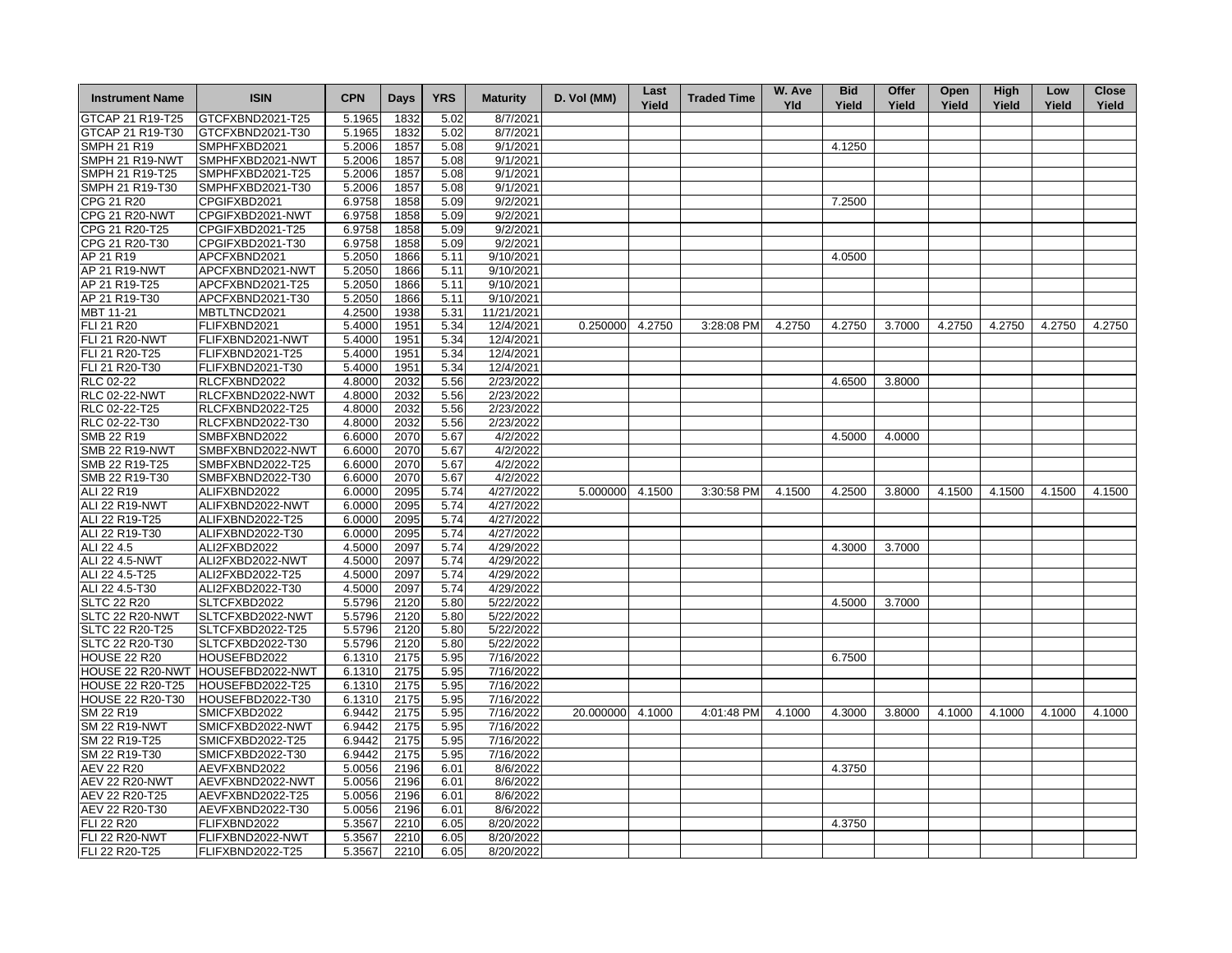| Instrument Name | ISIN | CPN | Days | YRS | Maturity | D. Vol (MM) | Last Yield | Traded Time | W. Ave Yld | Bid Yield | Offer Yield | Open Yield | High Yield | Low Yield | Close Yield |
|---|---|---|---|---|---|---|---|---|---|---|---|---|---|---|---|
| GTCAP 21 R19-T25 | GTCFXBND2021-T25 | 5.1965 | 1832 | 5.02 | 8/7/2021 | | | | | | | | | | |
| GTCAP 21 R19-T30 | GTCFXBND2021-T30 | 5.1965 | 1832 | 5.02 | 8/7/2021 | | | | | | | | | | |
| SMPH 21 R19 | SMPHFXBD2021 | 5.2006 | 1857 | 5.08 | 9/1/2021 | | | | | 4.1250 | | | | | |
| SMPH 21 R19-NWT | SMPHFXBD2021-NWT | 5.2006 | 1857 | 5.08 | 9/1/2021 | | | | | | | | | | |
| SMPH 21 R19-T25 | SMPHFXBD2021-T25 | 5.2006 | 1857 | 5.08 | 9/1/2021 | | | | | | | | | | |
| SMPH 21 R19-T30 | SMPHFXBD2021-T30 | 5.2006 | 1857 | 5.08 | 9/1/2021 | | | | | | | | | | |
| CPG 21 R20 | CPGIFXBD2021 | 6.9758 | 1858 | 5.09 | 9/2/2021 | | | | | 7.2500 | | | | | |
| CPG 21 R20-NWT | CPGIFXBD2021-NWT | 6.9758 | 1858 | 5.09 | 9/2/2021 | | | | | | | | | | |
| CPG 21 R20-T25 | CPGIFXBD2021-T25 | 6.9758 | 1858 | 5.09 | 9/2/2021 | | | | | | | | | | |
| CPG 21 R20-T30 | CPGIFXBD2021-T30 | 6.9758 | 1858 | 5.09 | 9/2/2021 | | | | | | | | | | |
| AP 21 R19 | APCFXBND2021 | 5.2050 | 1866 | 5.11 | 9/10/2021 | | | | | 4.0500 | | | | | |
| AP 21 R19-NWT | APCFXBND2021-NWT | 5.2050 | 1866 | 5.11 | 9/10/2021 | | | | | | | | | | |
| AP 21 R19-T25 | APCFXBND2021-T25 | 5.2050 | 1866 | 5.11 | 9/10/2021 | | | | | | | | | | |
| AP 21 R19-T30 | APCFXBND2021-T30 | 5.2050 | 1866 | 5.11 | 9/10/2021 | | | | | | | | | | |
| MBT 11-21 | MBTLTNCD2021 | 4.2500 | 1938 | 5.31 | 11/21/2021 | | | | | | | | | | |
| FLI 21 R20 | FLIFXBND2021 | 5.4000 | 1951 | 5.34 | 12/4/2021 | 0.250000 | 4.2750 | 3:28:08 PM | 4.2750 | 4.2750 | 3.7000 | 4.2750 | 4.2750 | 4.2750 | 4.2750 |
| FLI 21 R20-NWT | FLIFXBND2021-NWT | 5.4000 | 1951 | 5.34 | 12/4/2021 | | | | | | | | | | |
| FLI 21 R20-T25 | FLIFXBND2021-T25 | 5.4000 | 1951 | 5.34 | 12/4/2021 | | | | | | | | | | |
| FLI 21 R20-T30 | FLIFXBND2021-T30 | 5.4000 | 1951 | 5.34 | 12/4/2021 | | | | | | | | | | |
| RLC 02-22 | RLCFXBND2022 | 4.8000 | 2032 | 5.56 | 2/23/2022 | | | | | 4.6500 | 3.8000 | | | | |
| RLC 02-22-NWT | RLCFXBND2022-NWT | 4.8000 | 2032 | 5.56 | 2/23/2022 | | | | | | | | | | |
| RLC 02-22-T25 | RLCFXBND2022-T25 | 4.8000 | 2032 | 5.56 | 2/23/2022 | | | | | | | | | | |
| RLC 02-22-T30 | RLCFXBND2022-T30 | 4.8000 | 2032 | 5.56 | 2/23/2022 | | | | | | | | | | |
| SMB 22 R19 | SMBFXBND2022 | 6.6000 | 2070 | 5.67 | 4/2/2022 | | | | | 4.5000 | 4.0000 | | | | |
| SMB 22 R19-NWT | SMBFXBND2022-NWT | 6.6000 | 2070 | 5.67 | 4/2/2022 | | | | | | | | | | |
| SMB 22 R19-T25 | SMBFXBND2022-T25 | 6.6000 | 2070 | 5.67 | 4/2/2022 | | | | | | | | | | |
| SMB 22 R19-T30 | SMBFXBND2022-T30 | 6.6000 | 2070 | 5.67 | 4/2/2022 | | | | | | | | | | |
| ALI 22 R19 | ALIFXBND2022 | 6.0000 | 2095 | 5.74 | 4/27/2022 | 5.000000 | 4.1500 | 3:30:58 PM | 4.1500 | 4.2500 | 3.8000 | 4.1500 | 4.1500 | 4.1500 | 4.1500 |
| ALI 22 R19-NWT | ALIFXBND2022-NWT | 6.0000 | 2095 | 5.74 | 4/27/2022 | | | | | | | | | | |
| ALI 22 R19-T25 | ALIFXBND2022-T25 | 6.0000 | 2095 | 5.74 | 4/27/2022 | | | | | | | | | | |
| ALI 22 R19-T30 | ALIFXBND2022-T30 | 6.0000 | 2095 | 5.74 | 4/27/2022 | | | | | | | | | | |
| ALI 22 4.5 | ALI2FXBD2022 | 4.5000 | 2097 | 5.74 | 4/29/2022 | | | | | 4.3000 | 3.7000 | | | | |
| ALI 22 4.5-NWT | ALI2FXBD2022-NWT | 4.5000 | 2097 | 5.74 | 4/29/2022 | | | | | | | | | | |
| ALI 22 4.5-T25 | ALI2FXBD2022-T25 | 4.5000 | 2097 | 5.74 | 4/29/2022 | | | | | | | | | | |
| ALI 22 4.5-T30 | ALI2FXBD2022-T30 | 4.5000 | 2097 | 5.74 | 4/29/2022 | | | | | | | | | | |
| SLTC 22 R20 | SLTCFXBD2022 | 5.5796 | 2120 | 5.80 | 5/22/2022 | | | | | 4.5000 | 3.7000 | | | | |
| SLTC 22 R20-NWT | SLTCFXBD2022-NWT | 5.5796 | 2120 | 5.80 | 5/22/2022 | | | | | | | | | | |
| SLTC 22 R20-T25 | SLTCFXBD2022-T25 | 5.5796 | 2120 | 5.80 | 5/22/2022 | | | | | | | | | | |
| SLTC 22 R20-T30 | SLTCFXBD2022-T30 | 5.5796 | 2120 | 5.80 | 5/22/2022 | | | | | | | | | | |
| HOUSE 22 R20 | HOUSEFBD2022 | 6.1310 | 2175 | 5.95 | 7/16/2022 | | | | | 6.7500 | | | | | |
| HOUSE 22 R20-NWT | HOUSEFBD2022-NWT | 6.1310 | 2175 | 5.95 | 7/16/2022 | | | | | | | | | | |
| HOUSE 22 R20-T25 | HOUSEFBD2022-T25 | 6.1310 | 2175 | 5.95 | 7/16/2022 | | | | | | | | | | |
| HOUSE 22 R20-T30 | HOUSEFBD2022-T30 | 6.1310 | 2175 | 5.95 | 7/16/2022 | | | | | | | | | | |
| SM 22 R19 | SMICFXBD2022 | 6.9442 | 2175 | 5.95 | 7/16/2022 | 20.000000 | 4.1000 | 4:01:48 PM | 4.1000 | 4.3000 | 3.8000 | 4.1000 | 4.1000 | 4.1000 | 4.1000 |
| SM 22 R19-NWT | SMICFXBD2022-NWT | 6.9442 | 2175 | 5.95 | 7/16/2022 | | | | | | | | | | |
| SM 22 R19-T25 | SMICFXBD2022-T25 | 6.9442 | 2175 | 5.95 | 7/16/2022 | | | | | | | | | | |
| SM 22 R19-T30 | SMICFXBD2022-T30 | 6.9442 | 2175 | 5.95 | 7/16/2022 | | | | | | | | | | |
| AEV 22 R20 | AEVFXBND2022 | 5.0056 | 2196 | 6.01 | 8/6/2022 | | | | | 4.3750 | | | | | |
| AEV 22 R20-NWT | AEVFXBND2022-NWT | 5.0056 | 2196 | 6.01 | 8/6/2022 | | | | | | | | | | |
| AEV 22 R20-T25 | AEVFXBND2022-T25 | 5.0056 | 2196 | 6.01 | 8/6/2022 | | | | | | | | | | |
| AEV 22 R20-T30 | AEVFXBND2022-T30 | 5.0056 | 2196 | 6.01 | 8/6/2022 | | | | | | | | | | |
| FLI 22 R20 | FLIFXBND2022 | 5.3567 | 2210 | 6.05 | 8/20/2022 | | | | | 4.3750 | | | | | |
| FLI 22 R20-NWT | FLIFXBND2022-NWT | 5.3567 | 2210 | 6.05 | 8/20/2022 | | | | | | | | | | |
| FLI 22 R20-T25 | FLIFXBND2022-T25 | 5.3567 | 2210 | 6.05 | 8/20/2022 | | | | | | | | | | |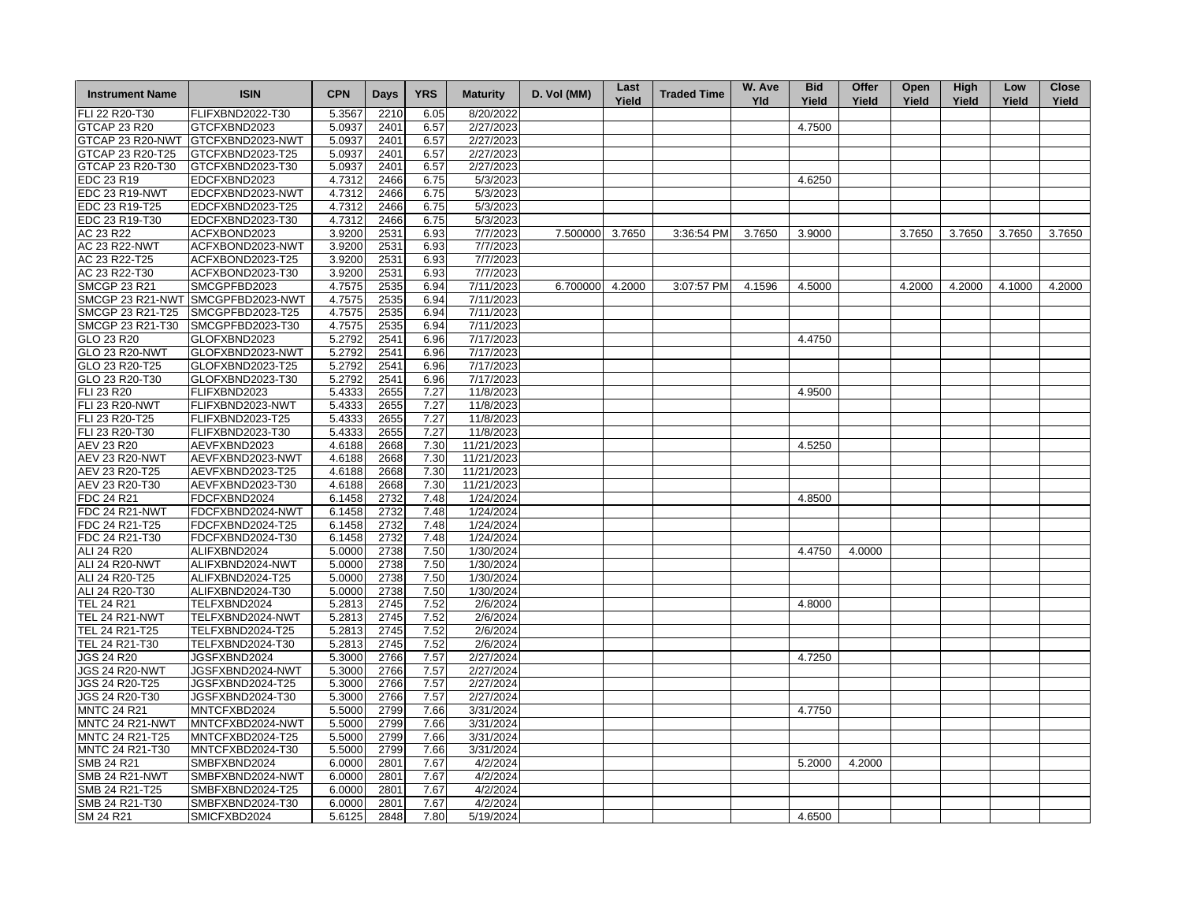| Instrument Name | ISIN | CPN | Days | YRS | Maturity | D. Vol (MM) | Last Yield | Traded Time | W. Ave Yld | Bid Yield | Offer Yield | Open Yield | High Yield | Low Yield | Close Yield |
|---|---|---|---|---|---|---|---|---|---|---|---|---|---|---|---|
| FLI 22 R20-T30 | FLIFXBND2022-T30 | 5.3567 | 2210 | 6.05 | 8/20/2022 | | | | | | | | | | |
| GTCAP 23 R20 | GTCFXBND2023 | 5.0937 | 2401 | 6.57 | 2/27/2023 | | | | | 4.7500 | | | | | |
| GTCAP 23 R20-NWT | GTCFXBND2023-NWT | 5.0937 | 2401 | 6.57 | 2/27/2023 | | | | | | | | | | |
| GTCAP 23 R20-T25 | GTCFXBND2023-T25 | 5.0937 | 2401 | 6.57 | 2/27/2023 | | | | | | | | | | |
| GTCAP 23 R20-T30 | GTCFXBND2023-T30 | 5.0937 | 2401 | 6.57 | 2/27/2023 | | | | | | | | | | |
| EDC 23 R19 | EDCFXBND2023 | 4.7312 | 2466 | 6.75 | 5/3/2023 | | | | | 4.6250 | | | | | |
| EDC 23 R19-NWT | EDCFXBND2023-NWT | 4.7312 | 2466 | 6.75 | 5/3/2023 | | | | | | | | | | |
| EDC 23 R19-T25 | EDCFXBND2023-T25 | 4.7312 | 2466 | 6.75 | 5/3/2023 | | | | | | | | | | |
| EDC 23 R19-T30 | EDCFXBND2023-T30 | 4.7312 | 2466 | 6.75 | 5/3/2023 | | | | | | | | | | |
| AC 23 R22 | ACFXBOND2023 | 3.9200 | 2531 | 6.93 | 7/7/2023 | 7.500000 | 3.7650 | 3:36:54 PM | 3.7650 | 3.9000 | | 3.7650 | 3.7650 | 3.7650 | 3.7650 |
| AC 23 R22-NWT | ACFXBOND2023-NWT | 3.9200 | 2531 | 6.93 | 7/7/2023 | | | | | | | | | | |
| AC 23 R22-T25 | ACFXBOND2023-T25 | 3.9200 | 2531 | 6.93 | 7/7/2023 | | | | | | | | | | |
| AC 23 R22-T30 | ACFXBOND2023-T30 | 3.9200 | 2531 | 6.93 | 7/7/2023 | | | | | | | | | | |
| SMCGP 23 R21 | SMCGPFBD2023 | 4.7575 | 2535 | 6.94 | 7/11/2023 | 6.700000 | 4.2000 | 3:07:57 PM | 4.1596 | 4.5000 | | 4.2000 | 4.2000 | 4.1000 | 4.2000 |
| SMCGP 23 R21-NWT | SMCGPFBD2023-NWT | 4.7575 | 2535 | 6.94 | 7/11/2023 | | | | | | | | | | |
| SMCGP 23 R21-T25 | SMCGPFBD2023-T25 | 4.7575 | 2535 | 6.94 | 7/11/2023 | | | | | | | | | | |
| SMCGP 23 R21-T30 | SMCGPFBD2023-T30 | 4.7575 | 2535 | 6.94 | 7/11/2023 | | | | | | | | | | |
| GLO 23 R20 | GLOFXBND2023 | 5.2792 | 2541 | 6.96 | 7/17/2023 | | | | | 4.4750 | | | | | |
| GLO 23 R20-NWT | GLOFXBND2023-NWT | 5.2792 | 2541 | 6.96 | 7/17/2023 | | | | | | | | | | |
| GLO 23 R20-T25 | GLOFXBND2023-T25 | 5.2792 | 2541 | 6.96 | 7/17/2023 | | | | | | | | | | |
| GLO 23 R20-T30 | GLOFXBND2023-T30 | 5.2792 | 2541 | 6.96 | 7/17/2023 | | | | | | | | | | |
| FLI 23 R20 | FLIFXBND2023 | 5.4333 | 2655 | 7.27 | 11/8/2023 | | | | | 4.9500 | | | | | |
| FLI 23 R20-NWT | FLIFXBND2023-NWT | 5.4333 | 2655 | 7.27 | 11/8/2023 | | | | | | | | | | |
| FLI 23 R20-T25 | FLIFXBND2023-T25 | 5.4333 | 2655 | 7.27 | 11/8/2023 | | | | | | | | | | |
| FLI 23 R20-T30 | FLIFXBND2023-T30 | 5.4333 | 2655 | 7.27 | 11/8/2023 | | | | | | | | | | |
| AEV 23 R20 | AEVFXBND2023 | 4.6188 | 2668 | 7.30 | 11/21/2023 | | | | | 4.5250 | | | | | |
| AEV 23 R20-NWT | AEVFXBND2023-NWT | 4.6188 | 2668 | 7.30 | 11/21/2023 | | | | | | | | | | |
| AEV 23 R20-T25 | AEVFXBND2023-T25 | 4.6188 | 2668 | 7.30 | 11/21/2023 | | | | | | | | | | |
| AEV 23 R20-T30 | AEVFXBND2023-T30 | 4.6188 | 2668 | 7.30 | 11/21/2023 | | | | | | | | | | |
| FDC 24 R21 | FDCFXBND2024 | 6.1458 | 2732 | 7.48 | 1/24/2024 | | | | | 4.8500 | | | | | |
| FDC 24 R21-NWT | FDCFXBND2024-NWT | 6.1458 | 2732 | 7.48 | 1/24/2024 | | | | | | | | | | |
| FDC 24 R21-T25 | FDCFXBND2024-T25 | 6.1458 | 2732 | 7.48 | 1/24/2024 | | | | | | | | | | |
| FDC 24 R21-T30 | FDCFXBND2024-T30 | 6.1458 | 2732 | 7.48 | 1/24/2024 | | | | | | | | | | |
| ALI 24 R20 | ALIFXBND2024 | 5.0000 | 2738 | 7.50 | 1/30/2024 | | | | | 4.4750 | 4.0000 | | | | |
| ALI 24 R20-NWT | ALIFXBND2024-NWT | 5.0000 | 2738 | 7.50 | 1/30/2024 | | | | | | | | | | |
| ALI 24 R20-T25 | ALIFXBND2024-T25 | 5.0000 | 2738 | 7.50 | 1/30/2024 | | | | | | | | | | |
| ALI 24 R20-T30 | ALIFXBND2024-T30 | 5.0000 | 2738 | 7.50 | 1/30/2024 | | | | | | | | | | |
| TEL 24 R21 | TELFXBND2024 | 5.2813 | 2745 | 7.52 | 2/6/2024 | | | | | 4.8000 | | | | | |
| TEL 24 R21-NWT | TELFXBND2024-NWT | 5.2813 | 2745 | 7.52 | 2/6/2024 | | | | | | | | | | |
| TEL 24 R21-T25 | TELFXBND2024-T25 | 5.2813 | 2745 | 7.52 | 2/6/2024 | | | | | | | | | | |
| TEL 24 R21-T30 | TELFXBND2024-T30 | 5.2813 | 2745 | 7.52 | 2/6/2024 | | | | | | | | | | |
| JGS 24 R20 | JGSFXBND2024 | 5.3000 | 2766 | 7.57 | 2/27/2024 | | | | | 4.7250 | | | | | |
| JGS 24 R20-NWT | JGSFXBND2024-NWT | 5.3000 | 2766 | 7.57 | 2/27/2024 | | | | | | | | | | |
| JGS 24 R20-T25 | JGSFXBND2024-T25 | 5.3000 | 2766 | 7.57 | 2/27/2024 | | | | | | | | | | |
| JGS 24 R20-T30 | JGSFXBND2024-T30 | 5.3000 | 2766 | 7.57 | 2/27/2024 | | | | | | | | | | |
| MNTC 24 R21 | MNTCFXBD2024 | 5.5000 | 2799 | 7.66 | 3/31/2024 | | | | | 4.7750 | | | | | |
| MNTC 24 R21-NWT | MNTCFXBD2024-NWT | 5.5000 | 2799 | 7.66 | 3/31/2024 | | | | | | | | | | |
| MNTC 24 R21-T25 | MNTCFXBD2024-T25 | 5.5000 | 2799 | 7.66 | 3/31/2024 | | | | | | | | | | |
| MNTC 24 R21-T30 | MNTCFXBD2024-T30 | 5.5000 | 2799 | 7.66 | 3/31/2024 | | | | | | | | | | |
| SMB 24 R21 | SMBFXBND2024 | 6.0000 | 2801 | 7.67 | 4/2/2024 | | | | | 5.2000 | 4.2000 | | | | |
| SMB 24 R21-NWT | SMBFXBND2024-NWT | 6.0000 | 2801 | 7.67 | 4/2/2024 | | | | | | | | | | |
| SMB 24 R21-T25 | SMBFXBND2024-T25 | 6.0000 | 2801 | 7.67 | 4/2/2024 | | | | | | | | | | |
| SMB 24 R21-T30 | SMBFXBND2024-T30 | 6.0000 | 2801 | 7.67 | 4/2/2024 | | | | | | | | | | |
| SM 24 R21 | SMICFXBD2024 | 5.6125 | 2848 | 7.80 | 5/19/2024 | | | | | 4.6500 | | | | | |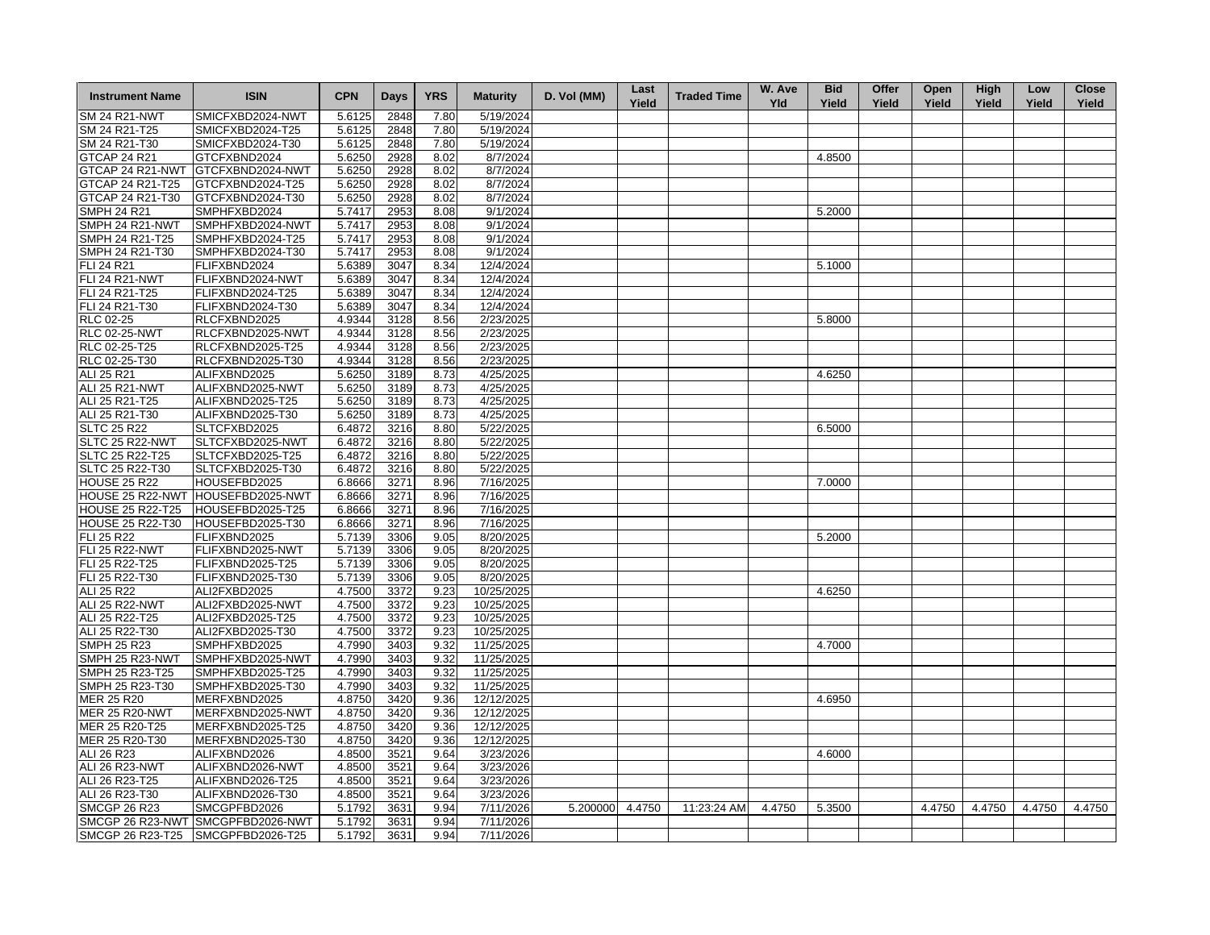| Instrument Name | ISIN | CPN | Days | YRS | Maturity | D. Vol (MM) | Last Yield | Traded Time | W. Ave Yld | Bid Yield | Offer Yield | Open Yield | High Yield | Low Yield | Close Yield |
|---|---|---|---|---|---|---|---|---|---|---|---|---|---|---|---|
| SM 24 R21-NWT | SMICFXBD2024-NWT | 5.6125 | 2848 | 7.80 | 5/19/2024 | | | | | | | | | | |
| SM 24 R21-T25 | SMICFXBD2024-T25 | 5.6125 | 2848 | 7.80 | 5/19/2024 | | | | | | | | | | |
| SM 24 R21-T30 | SMICFXBD2024-T30 | 5.6125 | 2848 | 7.80 | 5/19/2024 | | | | | | | | | | |
| GTCAP 24 R21 | GTCFXBND2024 | 5.6250 | 2928 | 8.02 | 8/7/2024 | | | | | 4.8500 | | | | | |
| GTCAP 24 R21-NWT | GTCFXBND2024-NWT | 5.6250 | 2928 | 8.02 | 8/7/2024 | | | | | | | | | | |
| GTCAP 24 R21-T25 | GTCFXBND2024-T25 | 5.6250 | 2928 | 8.02 | 8/7/2024 | | | | | | | | | | |
| GTCAP 24 R21-T30 | GTCFXBND2024-T30 | 5.6250 | 2928 | 8.02 | 8/7/2024 | | | | | | | | | | |
| SMPH 24 R21 | SMPHFXBD2024 | 5.7417 | 2953 | 8.08 | 9/1/2024 | | | | | 5.2000 | | | | | |
| SMPH 24 R21-NWT | SMPHFXBD2024-NWT | 5.7417 | 2953 | 8.08 | 9/1/2024 | | | | | | | | | | |
| SMPH 24 R21-T25 | SMPHFXBD2024-T25 | 5.7417 | 2953 | 8.08 | 9/1/2024 | | | | | | | | | | |
| SMPH 24 R21-T30 | SMPHFXBD2024-T30 | 5.7417 | 2953 | 8.08 | 9/1/2024 | | | | | | | | | | |
| FLI 24 R21 | FLIFXBND2024 | 5.6389 | 3047 | 8.34 | 12/4/2024 | | | | | 5.1000 | | | | | |
| FLI 24 R21-NWT | FLIFXBND2024-NWT | 5.6389 | 3047 | 8.34 | 12/4/2024 | | | | | | | | | | |
| FLI 24 R21-T25 | FLIFXBND2024-T25 | 5.6389 | 3047 | 8.34 | 12/4/2024 | | | | | | | | | | |
| FLI 24 R21-T30 | FLIFXBND2024-T30 | 5.6389 | 3047 | 8.34 | 12/4/2024 | | | | | | | | | | |
| RLC 02-25 | RLCFXBND2025 | 4.9344 | 3128 | 8.56 | 2/23/2025 | | | | | 5.8000 | | | | | |
| RLC 02-25-NWT | RLCFXBND2025-NWT | 4.9344 | 3128 | 8.56 | 2/23/2025 | | | | | | | | | | |
| RLC 02-25-T25 | RLCFXBND2025-T25 | 4.9344 | 3128 | 8.56 | 2/23/2025 | | | | | | | | | | |
| RLC 02-25-T30 | RLCFXBND2025-T30 | 4.9344 | 3128 | 8.56 | 2/23/2025 | | | | | | | | | | |
| ALI 25 R21 | ALIFXBND2025 | 5.6250 | 3189 | 8.73 | 4/25/2025 | | | | | 4.6250 | | | | | |
| ALI 25 R21-NWT | ALIFXBND2025-NWT | 5.6250 | 3189 | 8.73 | 4/25/2025 | | | | | | | | | | |
| ALI 25 R21-T25 | ALIFXBND2025-T25 | 5.6250 | 3189 | 8.73 | 4/25/2025 | | | | | | | | | | |
| ALI 25 R21-T30 | ALIFXBND2025-T30 | 5.6250 | 3189 | 8.73 | 4/25/2025 | | | | | | | | | | |
| SLTC 25 R22 | SLTCFXBD2025 | 6.4872 | 3216 | 8.80 | 5/22/2025 | | | | | 6.5000 | | | | | |
| SLTC 25 R22-NWT | SLTCFXBD2025-NWT | 6.4872 | 3216 | 8.80 | 5/22/2025 | | | | | | | | | | |
| SLTC 25 R22-T25 | SLTCFXBD2025-T25 | 6.4872 | 3216 | 8.80 | 5/22/2025 | | | | | | | | | | |
| SLTC 25 R22-T30 | SLTCFXBD2025-T30 | 6.4872 | 3216 | 8.80 | 5/22/2025 | | | | | | | | | | |
| HOUSE 25 R22 | HOUSEFBD2025 | 6.8666 | 3271 | 8.96 | 7/16/2025 | | | | | 7.0000 | | | | | |
| HOUSE 25 R22-NWT | HOUSEFBD2025-NWT | 6.8666 | 3271 | 8.96 | 7/16/2025 | | | | | | | | | | |
| HOUSE 25 R22-T25 | HOUSEFBD2025-T25 | 6.8666 | 3271 | 8.96 | 7/16/2025 | | | | | | | | | | |
| HOUSE 25 R22-T30 | HOUSEFBD2025-T30 | 6.8666 | 3271 | 8.96 | 7/16/2025 | | | | | | | | | | |
| FLI 25 R22 | FLIFXBND2025 | 5.7139 | 3306 | 9.05 | 8/20/2025 | | | | | 5.2000 | | | | | |
| FLI 25 R22-NWT | FLIFXBND2025-NWT | 5.7139 | 3306 | 9.05 | 8/20/2025 | | | | | | | | | | |
| FLI 25 R22-T25 | FLIFXBND2025-T25 | 5.7139 | 3306 | 9.05 | 8/20/2025 | | | | | | | | | | |
| FLI 25 R22-T30 | FLIFXBND2025-T30 | 5.7139 | 3306 | 9.05 | 8/20/2025 | | | | | | | | | | |
| ALI 25 R22 | ALI2FXBD2025 | 4.7500 | 3372 | 9.23 | 10/25/2025 | | | | | 4.6250 | | | | | |
| ALI 25 R22-NWT | ALI2FXBD2025-NWT | 4.7500 | 3372 | 9.23 | 10/25/2025 | | | | | | | | | | |
| ALI 25 R22-T25 | ALI2FXBD2025-T25 | 4.7500 | 3372 | 9.23 | 10/25/2025 | | | | | | | | | | |
| ALI 25 R22-T30 | ALI2FXBD2025-T30 | 4.7500 | 3372 | 9.23 | 10/25/2025 | | | | | | | | | | |
| SMPH 25 R23 | SMPHFXBD2025 | 4.7990 | 3403 | 9.32 | 11/25/2025 | | | | | 4.7000 | | | | | |
| SMPH 25 R23-NWT | SMPHFXBD2025-NWT | 4.7990 | 3403 | 9.32 | 11/25/2025 | | | | | | | | | | |
| SMPH 25 R23-T25 | SMPHFXBD2025-T25 | 4.7990 | 3403 | 9.32 | 11/25/2025 | | | | | | | | | | |
| SMPH 25 R23-T30 | SMPHFXBD2025-T30 | 4.7990 | 3403 | 9.32 | 11/25/2025 | | | | | | | | | | |
| MER 25 R20 | MERFXBND2025 | 4.8750 | 3420 | 9.36 | 12/12/2025 | | | | | 4.6950 | | | | | |
| MER 25 R20-NWT | MERFXBND2025-NWT | 4.8750 | 3420 | 9.36 | 12/12/2025 | | | | | | | | | | |
| MER 25 R20-T25 | MERFXBND2025-T25 | 4.8750 | 3420 | 9.36 | 12/12/2025 | | | | | | | | | | |
| MER 25 R20-T30 | MERFXBND2025-T30 | 4.8750 | 3420 | 9.36 | 12/12/2025 | | | | | | | | | | |
| ALI 26 R23 | ALIFXBND2026 | 4.8500 | 3521 | 9.64 | 3/23/2026 | | | | | 4.6000 | | | | | |
| ALI 26 R23-NWT | ALIFXBND2026-NWT | 4.8500 | 3521 | 9.64 | 3/23/2026 | | | | | | | | | | |
| ALI 26 R23-T25 | ALIFXBND2026-T25 | 4.8500 | 3521 | 9.64 | 3/23/2026 | | | | | | | | | | |
| ALI 26 R23-T30 | ALIFXBND2026-T30 | 4.8500 | 3521 | 9.64 | 3/23/2026 | | | | | | | | | | |
| SMCGP 26 R23 | SMCGPFBD2026 | 5.1792 | 3631 | 9.94 | 7/11/2026 | 5.200000 | 4.4750 | 11:23:24 AM | 4.4750 | 5.3500 | | 4.4750 | 4.4750 | 4.4750 | 4.4750 |
| SMCGP 26 R23-NWT | SMCGPFBD2026-NWT | 5.1792 | 3631 | 9.94 | 7/11/2026 | | | | | | | | | | |
| SMCGP 26 R23-T25 | SMCGPFBD2026-T25 | 5.1792 | 3631 | 9.94 | 7/11/2026 | | | | | | | | | | |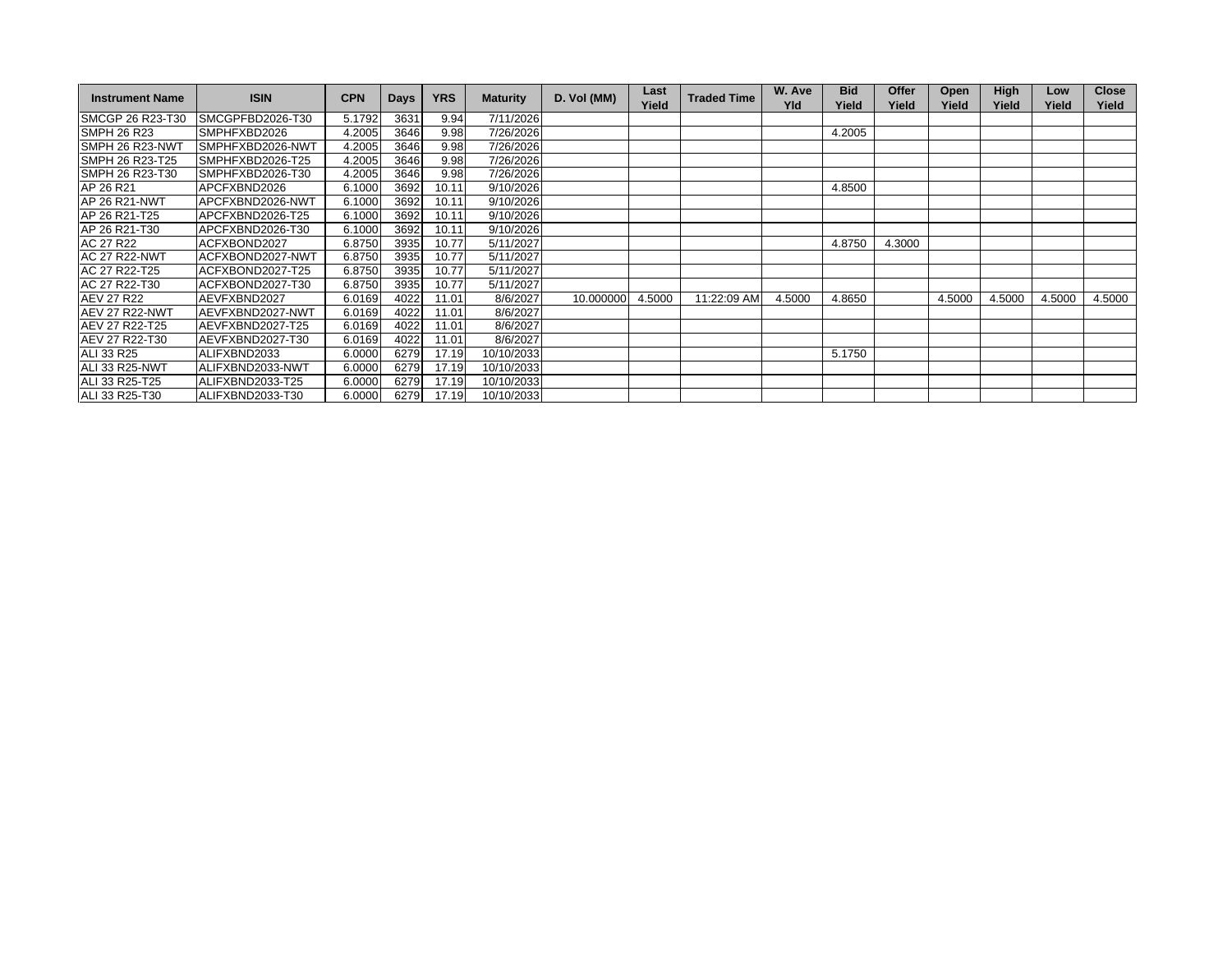| Instrument Name | ISIN | CPN | Days | YRS | Maturity | D. Vol (MM) | Last Yield | Traded Time | W. Ave Yld | Bid Yield | Offer Yield | Open Yield | High Yield | Low Yield | Close Yield |
|---|---|---|---|---|---|---|---|---|---|---|---|---|---|---|---|
| SMCGP 26 R23-T30 | SMCGPFBD2026-T30 | 5.1792 | 3631 | 9.94 | 7/11/2026 | | | | | | | | | | |
| SMPH 26 R23 | SMPHFXBD2026 | 4.2005 | 3646 | 9.98 | 7/26/2026 | | | | | 4.2005 | | | | | |
| SMPH 26 R23-NWT | SMPHFXBD2026-NWT | 4.2005 | 3646 | 9.98 | 7/26/2026 | | | | | | | | | | |
| SMPH 26 R23-T25 | SMPHFXBD2026-T25 | 4.2005 | 3646 | 9.98 | 7/26/2026 | | | | | | | | | | |
| SMPH 26 R23-T30 | SMPHFXBD2026-T30 | 4.2005 | 3646 | 9.98 | 7/26/2026 | | | | | | | | | | |
| AP 26 R21 | APCFXBND2026 | 6.1000 | 3692 | 10.11 | 9/10/2026 | | | | | 4.8500 | | | | | |
| AP 26 R21-NWT | APCFXBND2026-NWT | 6.1000 | 3692 | 10.11 | 9/10/2026 | | | | | | | | | | |
| AP 26 R21-T25 | APCFXBND2026-T25 | 6.1000 | 3692 | 10.11 | 9/10/2026 | | | | | | | | | | |
| AP 26 R21-T30 | APCFXBND2026-T30 | 6.1000 | 3692 | 10.11 | 9/10/2026 | | | | | | | | | | |
| AC 27 R22 | ACFXBOND2027 | 6.8750 | 3935 | 10.77 | 5/11/2027 | | | | | 4.8750 | 4.3000 | | | | |
| AC 27 R22-NWT | ACFXBOND2027-NWT | 6.8750 | 3935 | 10.77 | 5/11/2027 | | | | | | | | | | |
| AC 27 R22-T25 | ACFXBOND2027-T25 | 6.8750 | 3935 | 10.77 | 5/11/2027 | | | | | | | | | | |
| AC 27 R22-T30 | ACFXBOND2027-T30 | 6.8750 | 3935 | 10.77 | 5/11/2027 | | | | | | | | | | |
| AEV 27 R22 | AEVFXBND2027 | 6.0169 | 4022 | 11.01 | 8/6/2027 | 10.000000 | 4.5000 | 11:22:09 AM | 4.5000 | 4.8650 | | 4.5000 | 4.5000 | 4.5000 | 4.5000 |
| AEV 27 R22-NWT | AEVFXBND2027-NWT | 6.0169 | 4022 | 11.01 | 8/6/2027 | | | | | | | | | | |
| AEV 27 R22-T25 | AEVFXBND2027-T25 | 6.0169 | 4022 | 11.01 | 8/6/2027 | | | | | | | | | | |
| AEV 27 R22-T30 | AEVFXBND2027-T30 | 6.0169 | 4022 | 11.01 | 8/6/2027 | | | | | | | | | | |
| ALI 33 R25 | ALIFXBND2033 | 6.0000 | 6279 | 17.19 | 10/10/2033 | | | | | 5.1750 | | | | | |
| ALI 33 R25-NWT | ALIFXBND2033-NWT | 6.0000 | 6279 | 17.19 | 10/10/2033 | | | | | | | | | | |
| ALI 33 R25-T25 | ALIFXBND2033-T25 | 6.0000 | 6279 | 17.19 | 10/10/2033 | | | | | | | | | | |
| ALI 33 R25-T30 | ALIFXBND2033-T30 | 6.0000 | 6279 | 17.19 | 10/10/2033 | | | | | | | | | | |